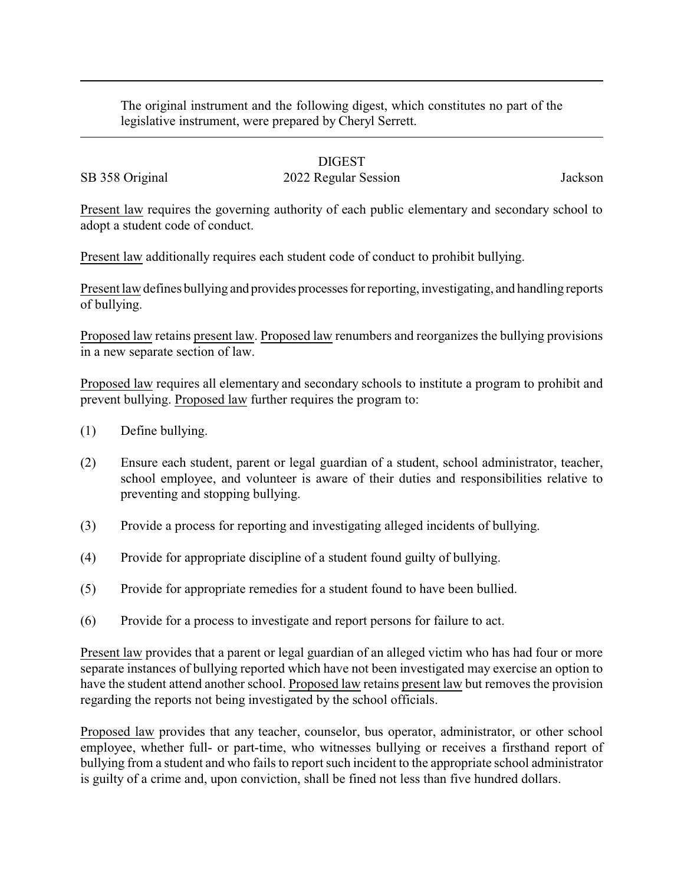The original instrument and the following digest, which constitutes no part of the legislative instrument, were prepared by Cheryl Serrett.

# DIGEST

SB 358 Original — 2022 Regular Session — Jackson

<u>Present law</u> requires the governing authority of each public elementary and secondary school to adopt a student code of conduct.

<u>Present law</u> additionally requires each student code of conduct to prohibit bullying.

<u>Present law</u> defines bullying and provides processes for reporting, investigating, and handling reports of bullying.

<u>Proposed law</u> retains <u>present law</u>. <u>Proposed law</u> renumbers and reorganizes the bullying provisions in a new separate section of law.

<u>Proposed law</u> requires all elementary and secondary schools to institute a program to prohibit and prevent bullying. <u>Proposed law</u> further requires the program to:

(1) Define bullying.

(2) Ensure each student, parent or legal guardian of a student, school administrator, teacher, school employee, and volunteer is aware of their duties and responsibilities relative to preventing and stopping bullying.

(3) Provide a process for reporting and investigating alleged incidents of bullying.

(4) Provide for appropriate discipline of a student found guilty of bullying.

(5) Provide for appropriate remedies for a student found to have been bullied.

(6) Provide for a process to investigate and report persons for failure to act.

<u>Present law</u> provides that a parent or legal guardian of an alleged victim who has had four or more separate instances of bullying reported which have not been investigated may exercise an option to have the student attend another school. <u>Proposed law</u> retains <u>present law</u> but removes the provision regarding the reports not being investigated by the school officials.

<u>Proposed law</u> provides that any teacher, counselor, bus operator, administrator, or other school employee, whether full- or part-time, who witnesses bullying or receives a firsthand report of bullying from a student and who fails to report such incident to the appropriate school administrator is guilty of a crime and, upon conviction, shall be fined not less than five hundred dollars.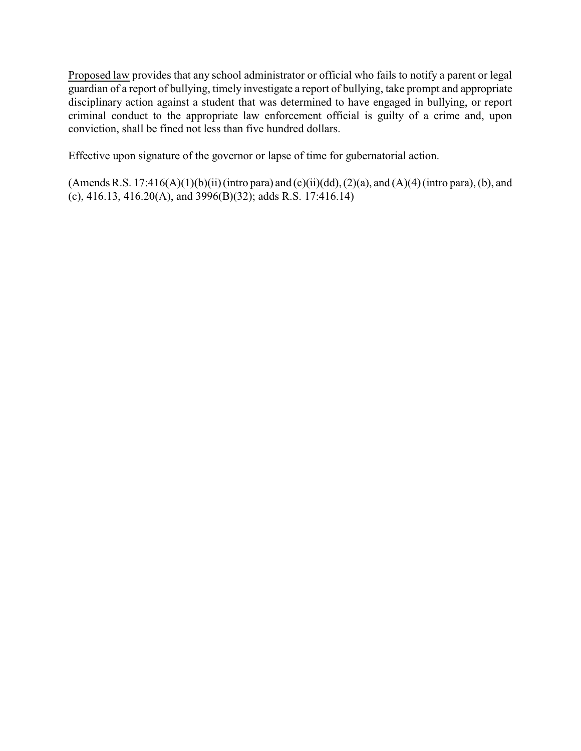Proposed law provides that any school administrator or official who fails to notify a parent or legal guardian of a report of bullying, timely investigate a report of bullying, take prompt and appropriate disciplinary action against a student that was determined to have engaged in bullying, or report criminal conduct to the appropriate law enforcement official is guilty of a crime and, upon conviction, shall be fined not less than five hundred dollars.

Effective upon signature of the governor or lapse of time for gubernatorial action.

(Amends R.S. 17:416(A)(1)(b)(ii) (intro para) and (c)(ii)(dd), (2)(a), and (A)(4) (intro para), (b), and (c), 416.13, 416.20(A), and 3996(B)(32); adds R.S. 17:416.14)